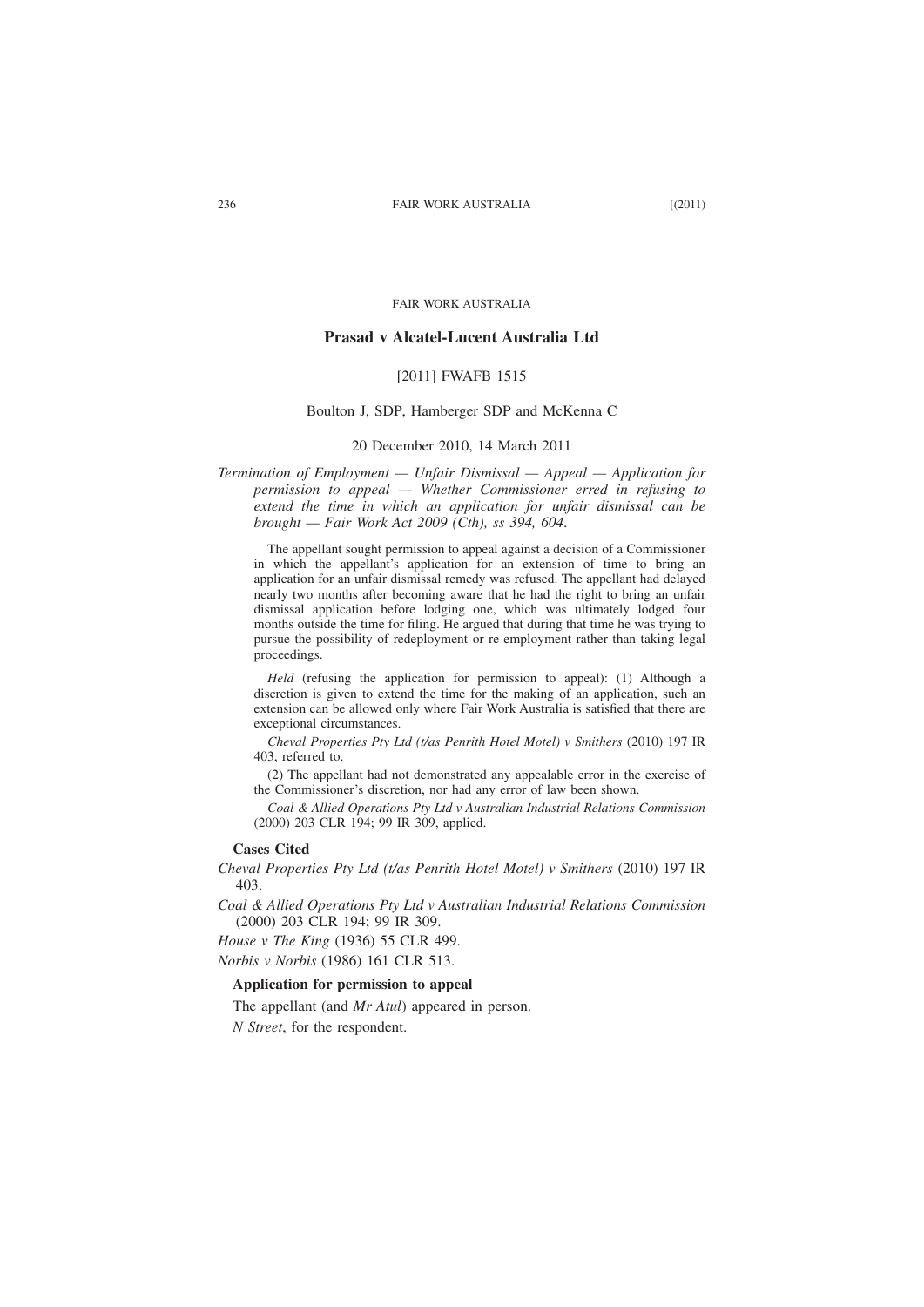FAIR WORK AUSTRALIA

# Prasad v Alcatel-Lucent Australia Ltd

[2011] FWAFB 1515

Boulton J, SDP, Hamberger SDP and McKenna C

20 December 2010, 14 March 2011

*Termination of Employment — Unfair Dismissal — Appeal — Application for permission to appeal — Whether Commissioner erred in refusing to extend the time in which an application for unfair dismissal can be brought — Fair Work Act 2009 (Cth), ss 394, 604.*

The appellant sought permission to appeal against a decision of a Commissioner in which the appellant's application for an extension of time to bring an application for an unfair dismissal remedy was refused. The appellant had delayed nearly two months after becoming aware that he had the right to bring an unfair dismissal application before lodging one, which was ultimately lodged four months outside the time for filing. He argued that during that time he was trying to pursue the possibility of redeployment or re-employment rather than taking legal proceedings.

*Held* (refusing the application for permission to appeal): (1) Although a discretion is given to extend the time for the making of an application, such an extension can be allowed only where Fair Work Australia is satisfied that there are exceptional circumstances.

*Cheval Properties Pty Ltd (t/as Penrith Hotel Motel) v Smithers* (2010) 197 IR 403, referred to.

(2) The appellant had not demonstrated any appealable error in the exercise of the Commissioner's discretion, nor had any error of law been shown.

*Coal & Allied Operations Pty Ltd v Australian Industrial Relations Commission* (2000) 203 CLR 194; 99 IR 309, applied.

**Cases Cited**

*Cheval Properties Pty Ltd (t/as Penrith Hotel Motel) v Smithers* (2010) 197 IR 403.

*Coal & Allied Operations Pty Ltd v Australian Industrial Relations Commission* (2000) 203 CLR 194; 99 IR 309.

*House v The King* (1936) 55 CLR 499.

*Norbis v Norbis* (1986) 161 CLR 513.

**Application for permission to appeal**

The appellant (and *Mr Atul*) appeared in person.

*N Street*, for the respondent.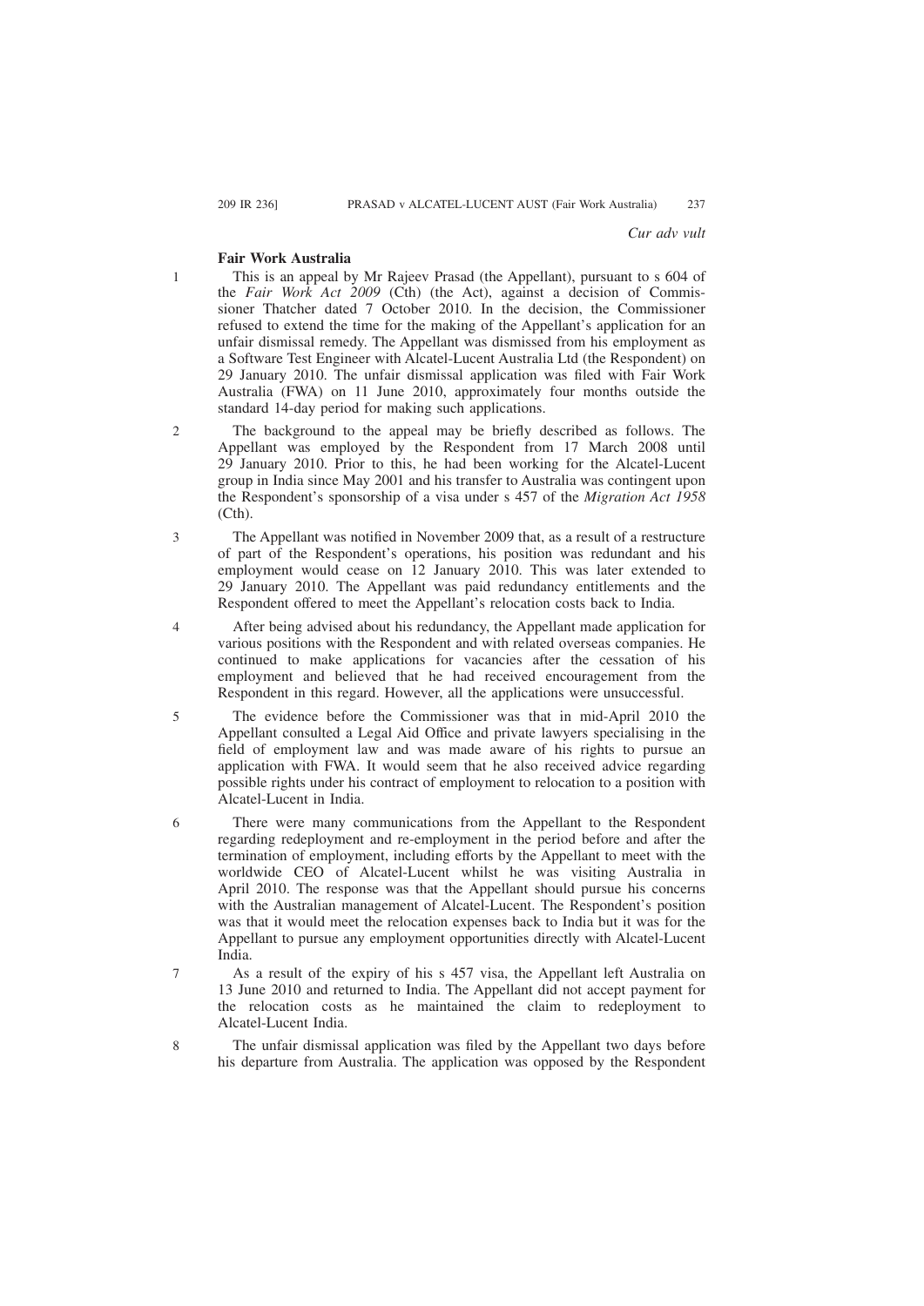*Cur adv vult*

**Fair Work Australia**

1 This is an appeal by Mr Rajeev Prasad (the Appellant), pursuant to s 604 of the *Fair Work Act 2009* (Cth) (the Act), against a decision of Commissioner Thatcher dated 7 October 2010. In the decision, the Commissioner refused to extend the time for the making of the Appellant's application for an unfair dismissal remedy. The Appellant was dismissed from his employment as a Software Test Engineer with Alcatel-Lucent Australia Ltd (the Respondent) on 29 January 2010. The unfair dismissal application was filed with Fair Work Australia (FWA) on 11 June 2010, approximately four months outside the standard 14-day period for making such applications.

2 The background to the appeal may be briefly described as follows. The Appellant was employed by the Respondent from 17 March 2008 until 29 January 2010. Prior to this, he had been working for the Alcatel-Lucent group in India since May 2001 and his transfer to Australia was contingent upon the Respondent's sponsorship of a visa under s 457 of the *Migration Act 1958* (Cth).

3 The Appellant was notified in November 2009 that, as a result of a restructure of part of the Respondent's operations, his position was redundant and his employment would cease on 12 January 2010. This was later extended to 29 January 2010. The Appellant was paid redundancy entitlements and the Respondent offered to meet the Appellant's relocation costs back to India.

4 After being advised about his redundancy, the Appellant made application for various positions with the Respondent and with related overseas companies. He continued to make applications for vacancies after the cessation of his employment and believed that he had received encouragement from the Respondent in this regard. However, all the applications were unsuccessful.

5 The evidence before the Commissioner was that in mid-April 2010 the Appellant consulted a Legal Aid Office and private lawyers specialising in the field of employment law and was made aware of his rights to pursue an application with FWA. It would seem that he also received advice regarding possible rights under his contract of employment to relocation to a position with Alcatel-Lucent in India.

6 There were many communications from the Appellant to the Respondent regarding redeployment and re-employment in the period before and after the termination of employment, including efforts by the Appellant to meet with the worldwide CEO of Alcatel-Lucent whilst he was visiting Australia in April 2010. The response was that the Appellant should pursue his concerns with the Australian management of Alcatel-Lucent. The Respondent's position was that it would meet the relocation expenses back to India but it was for the Appellant to pursue any employment opportunities directly with Alcatel-Lucent India.

7 As a result of the expiry of his s 457 visa, the Appellant left Australia on 13 June 2010 and returned to India. The Appellant did not accept payment for the relocation costs as he maintained the claim to redeployment to Alcatel-Lucent India.

8 The unfair dismissal application was filed by the Appellant two days before his departure from Australia. The application was opposed by the Respondent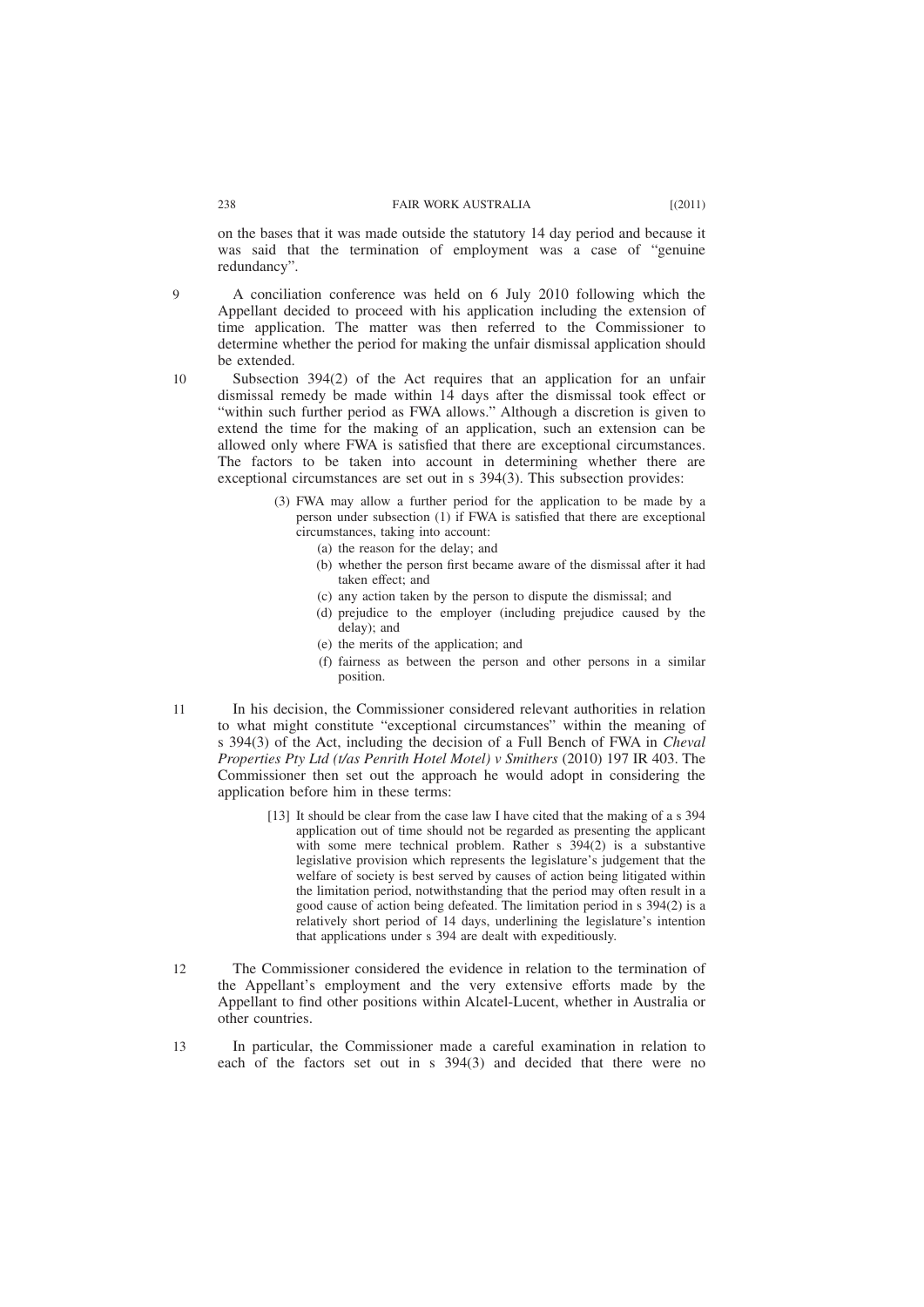on the bases that it was made outside the statutory 14 day period and because it was said that the termination of employment was a case of "genuine redundancy".

9 A conciliation conference was held on 6 July 2010 following which the Appellant decided to proceed with his application including the extension of time application. The matter was then referred to the Commissioner to determine whether the period for making the unfair dismissal application should be extended.

10 Subsection 394(2) of the Act requires that an application for an unfair dismissal remedy be made within 14 days after the dismissal took effect or "within such further period as FWA allows." Although a discretion is given to extend the time for the making of an application, such an extension can be allowed only where FWA is satisfied that there are exceptional circumstances. The factors to be taken into account in determining whether there are exceptional circumstances are set out in s 394(3). This subsection provides:

> (3) FWA may allow a further period for the application to be made by a person under subsection (1) if FWA is satisfied that there are exceptional circumstances, taking into account:
>
> (a) the reason for the delay; and
>
> (b) whether the person first became aware of the dismissal after it had taken effect; and
>
> (c) any action taken by the person to dispute the dismissal; and
>
> (d) prejudice to the employer (including prejudice caused by the delay); and
>
> (e) the merits of the application; and
>
> (f) fairness as between the person and other persons in a similar position.

11 In his decision, the Commissioner considered relevant authorities in relation to what might constitute "exceptional circumstances" within the meaning of s 394(3) of the Act, including the decision of a Full Bench of FWA in *Cheval Properties Pty Ltd (t/as Penrith Hotel Motel) v Smithers* (2010) 197 IR 403. The Commissioner then set out the approach he would adopt in considering the application before him in these terms:

> [13] It should be clear from the case law I have cited that the making of a s 394 application out of time should not be regarded as presenting the applicant with some mere technical problem. Rather s 394(2) is a substantive legislative provision which represents the legislature's judgement that the welfare of society is best served by causes of action being litigated within the limitation period, notwithstanding that the period may often result in a good cause of action being defeated. The limitation period in s 394(2) is a relatively short period of 14 days, underlining the legislature's intention that applications under s 394 are dealt with expeditiously.

12 The Commissioner considered the evidence in relation to the termination of the Appellant's employment and the very extensive efforts made by the Appellant to find other positions within Alcatel-Lucent, whether in Australia or other countries.

13 In particular, the Commissioner made a careful examination in relation to each of the factors set out in s 394(3) and decided that there were no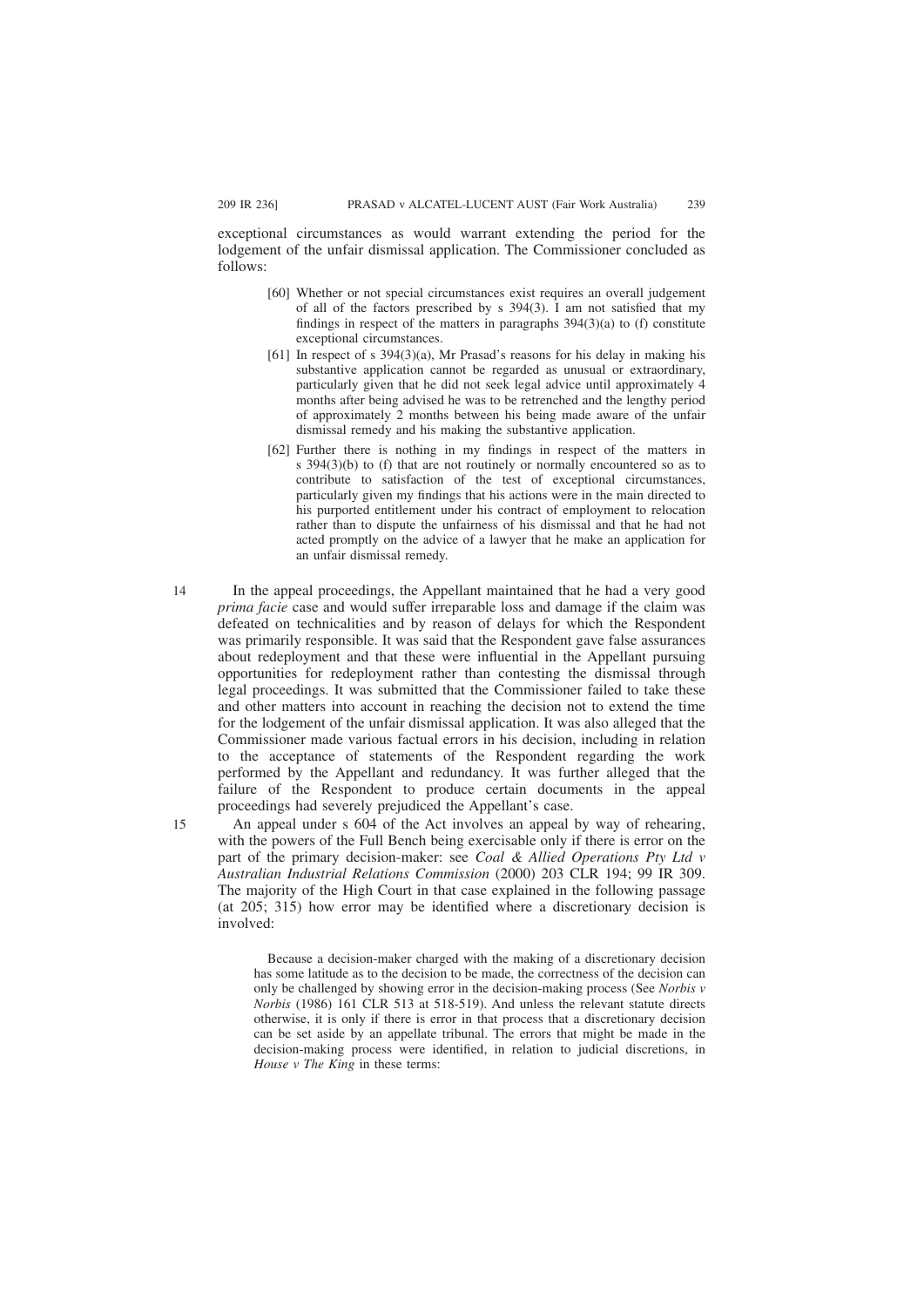exceptional circumstances as would warrant extending the period for the lodgement of the unfair dismissal application. The Commissioner concluded as follows:

> [60] Whether or not special circumstances exist requires an overall judgement of all of the factors prescribed by s 394(3). I am not satisfied that my findings in respect of the matters in paragraphs 394(3)(a) to (f) constitute exceptional circumstances.
>
> [61] In respect of s 394(3)(a), Mr Prasad's reasons for his delay in making his substantive application cannot be regarded as unusual or extraordinary, particularly given that he did not seek legal advice until approximately 4 months after being advised he was to be retrenched and the lengthy period of approximately 2 months between his being made aware of the unfair dismissal remedy and his making the substantive application.
>
> [62] Further there is nothing in my findings in respect of the matters in s 394(3)(b) to (f) that are not routinely or normally encountered so as to contribute to satisfaction of the test of exceptional circumstances, particularly given my findings that his actions were in the main directed to his purported entitlement under his contract of employment to relocation rather than to dispute the unfairness of his dismissal and that he had not acted promptly on the advice of a lawyer that he make an application for an unfair dismissal remedy.

14 In the appeal proceedings, the Appellant maintained that he had a very good *prima facie* case and would suffer irreparable loss and damage if the claim was defeated on technicalities and by reason of delays for which the Respondent was primarily responsible. It was said that the Respondent gave false assurances about redeployment and that these were influential in the Appellant pursuing opportunities for redeployment rather than contesting the dismissal through legal proceedings. It was submitted that the Commissioner failed to take these and other matters into account in reaching the decision not to extend the time for the lodgement of the unfair dismissal application. It was also alleged that the Commissioner made various factual errors in his decision, including in relation to the acceptance of statements of the Respondent regarding the work performed by the Appellant and redundancy. It was further alleged that the failure of the Respondent to produce certain documents in the appeal proceedings had severely prejudiced the Appellant's case.

15 An appeal under s 604 of the Act involves an appeal by way of rehearing, with the powers of the Full Bench being exercisable only if there is error on the part of the primary decision-maker: see *Coal & Allied Operations Pty Ltd v Australian Industrial Relations Commission* (2000) 203 CLR 194; 99 IR 309. The majority of the High Court in that case explained in the following passage (at 205; 315) how error may be identified where a discretionary decision is involved:

> Because a decision-maker charged with the making of a discretionary decision has some latitude as to the decision to be made, the correctness of the decision can only be challenged by showing error in the decision-making process (See *Norbis v Norbis* (1986) 161 CLR 513 at 518-519). And unless the relevant statute directs otherwise, it is only if there is error in that process that a discretionary decision can be set aside by an appellate tribunal. The errors that might be made in the decision-making process were identified, in relation to judicial discretions, in *House v The King* in these terms: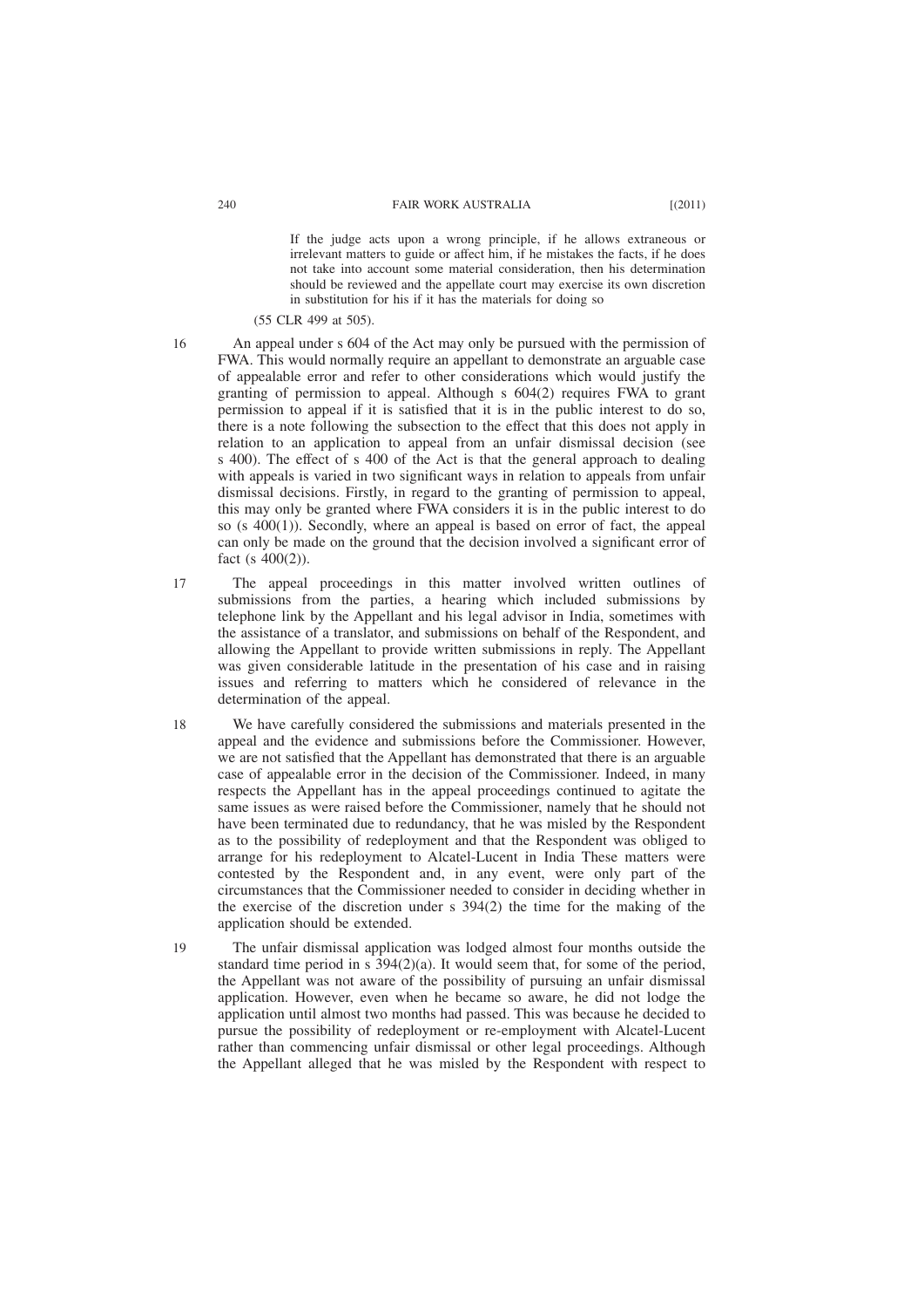> If the judge acts upon a wrong principle, if he allows extraneous or irrelevant matters to guide or affect him, if he mistakes the facts, if he does not take into account some material consideration, then his determination should be reviewed and the appellate court may exercise its own discretion in substitution for his if it has the materials for doing so

(55 CLR 499 at 505).

16 An appeal under s 604 of the Act may only be pursued with the permission of FWA. This would normally require an appellant to demonstrate an arguable case of appealable error and refer to other considerations which would justify the granting of permission to appeal. Although s 604(2) requires FWA to grant permission to appeal if it is satisfied that it is in the public interest to do so, there is a note following the subsection to the effect that this does not apply in relation to an application to appeal from an unfair dismissal decision (see s 400). The effect of s 400 of the Act is that the general approach to dealing with appeals is varied in two significant ways in relation to appeals from unfair dismissal decisions. Firstly, in regard to the granting of permission to appeal, this may only be granted where FWA considers it is in the public interest to do so (s 400(1)). Secondly, where an appeal is based on error of fact, the appeal can only be made on the ground that the decision involved a significant error of fact (s 400(2)).

17 The appeal proceedings in this matter involved written outlines of submissions from the parties, a hearing which included submissions by telephone link by the Appellant and his legal advisor in India, sometimes with the assistance of a translator, and submissions on behalf of the Respondent, and allowing the Appellant to provide written submissions in reply. The Appellant was given considerable latitude in the presentation of his case and in raising issues and referring to matters which he considered of relevance in the determination of the appeal.

18 We have carefully considered the submissions and materials presented in the appeal and the evidence and submissions before the Commissioner. However, we are not satisfied that the Appellant has demonstrated that there is an arguable case of appealable error in the decision of the Commissioner. Indeed, in many respects the Appellant has in the appeal proceedings continued to agitate the same issues as were raised before the Commissioner, namely that he should not have been terminated due to redundancy, that he was misled by the Respondent as to the possibility of redeployment and that the Respondent was obliged to arrange for his redeployment to Alcatel-Lucent in India These matters were contested by the Respondent and, in any event, were only part of the circumstances that the Commissioner needed to consider in deciding whether in the exercise of the discretion under s 394(2) the time for the making of the application should be extended.

19 The unfair dismissal application was lodged almost four months outside the standard time period in s 394(2)(a). It would seem that, for some of the period, the Appellant was not aware of the possibility of pursuing an unfair dismissal application. However, even when he became so aware, he did not lodge the application until almost two months had passed. This was because he decided to pursue the possibility of redeployment or re-employment with Alcatel-Lucent rather than commencing unfair dismissal or other legal proceedings. Although the Appellant alleged that he was misled by the Respondent with respect to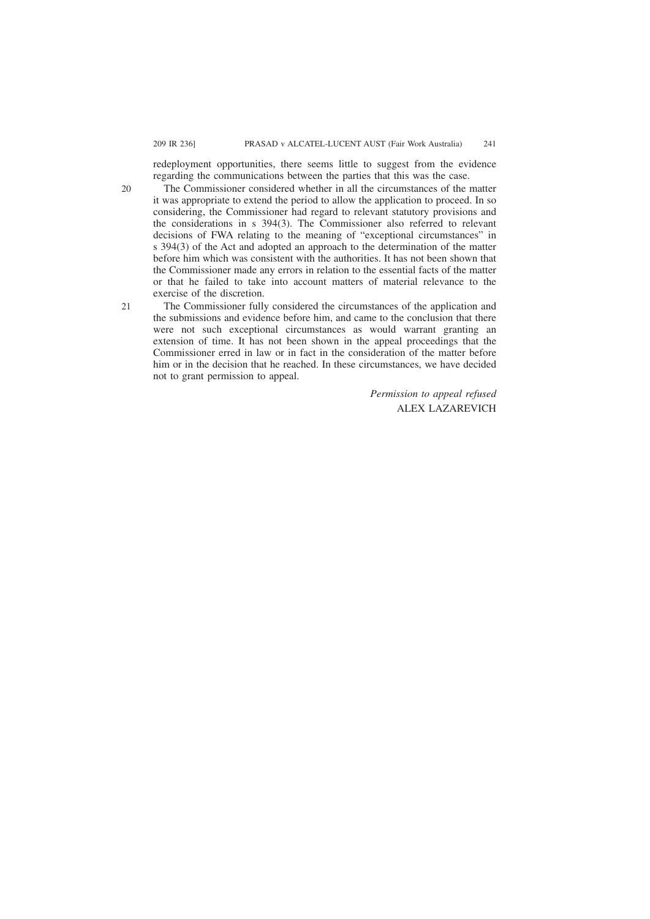redeployment opportunities, there seems little to suggest from the evidence regarding the communications between the parties that this was the case.

20 The Commissioner considered whether in all the circumstances of the matter it was appropriate to extend the period to allow the application to proceed. In so considering, the Commissioner had regard to relevant statutory provisions and the considerations in s 394(3). The Commissioner also referred to relevant decisions of FWA relating to the meaning of "exceptional circumstances" in s 394(3) of the Act and adopted an approach to the determination of the matter before him which was consistent with the authorities. It has not been shown that the Commissioner made any errors in relation to the essential facts of the matter or that he failed to take into account matters of material relevance to the exercise of the discretion.

21 The Commissioner fully considered the circumstances of the application and the submissions and evidence before him, and came to the conclusion that there were not such exceptional circumstances as would warrant granting an extension of time. It has not been shown in the appeal proceedings that the Commissioner erred in law or in fact in the consideration of the matter before him or in the decision that he reached. In these circumstances, we have decided not to grant permission to appeal.

*Permission to appeal refused*

ALEX LAZAREVICH